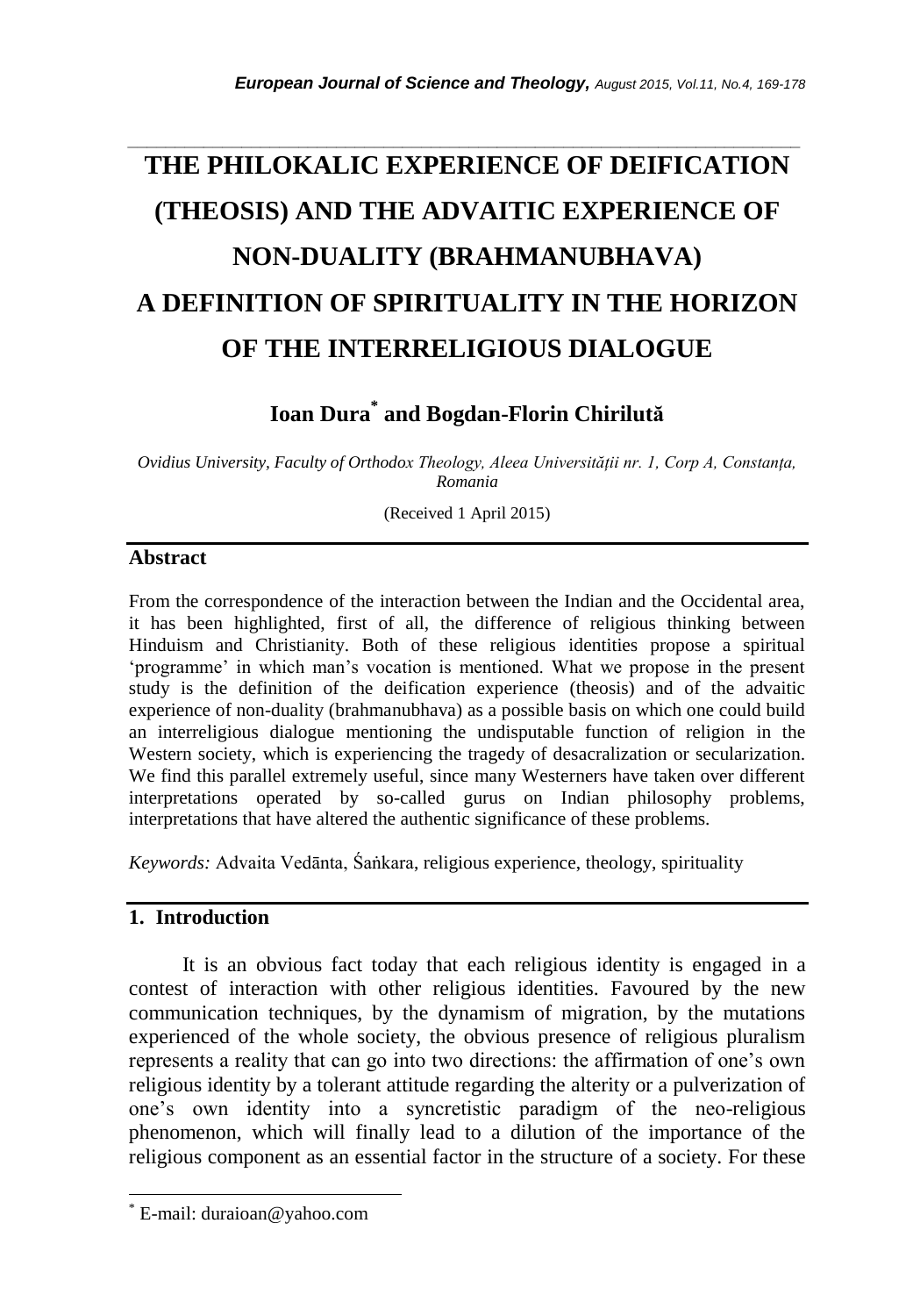# THE PHILOKALIC EXPERIENCE OF DEIFICATION (THEOSIS) AND THE ADVAITIC EXPERIENCE OF NON-DUALITY (BRAHMANUBHAVA) A DEFINITION OF SPIRITUALITY IN THE HORIZON OF THE INTERRELIGIOUS DIALOGUE

**Ioan Dura[*] and Bogdan-Florin Chiriluță**

*Ovidius University, Faculty of Orthodox Theology, Aleea Universității nr. 1, Corp A, Constanța, Romania*

(Received 1 April 2015)

## Abstract

From the correspondence of the interaction between the Indian and the Occidental area, it has been highlighted, first of all, the difference of religious thinking between Hinduism and Christianity. Both of these religious identities propose a spiritual 'programme' in which man's vocation is mentioned. What we propose in the present study is the definition of the deification experience (theosis) and of the advaitic experience of non-duality (brahmanubhava) as a possible basis on which one could build an interreligious dialogue mentioning the undisputable function of religion in the Western society, which is experiencing the tragedy of desacralization or secularization. We find this parallel extremely useful, since many Westerners have taken over different interpretations operated by so-called gurus on Indian philosophy problems, interpretations that have altered the authentic significance of these problems.

*Keywords:* Advaita Vedānta, Śaṅkara, religious experience, theology, spirituality

## 1. Introduction

It is an obvious fact today that each religious identity is engaged in a contest of interaction with other religious identities. Favoured by the new communication techniques, by the dynamism of migration, by the mutations experienced of the whole society, the obvious presence of religious pluralism represents a reality that can go into two directions: the affirmation of one's own religious identity by a tolerant attitude regarding the alterity or a pulverization of one's own identity into a syncretistic paradigm of the neo-religious phenomenon, which will finally lead to a dilution of the importance of the religious component as an essential factor in the structure of a society. For these

[*] E-mail: duraioan@yahoo.com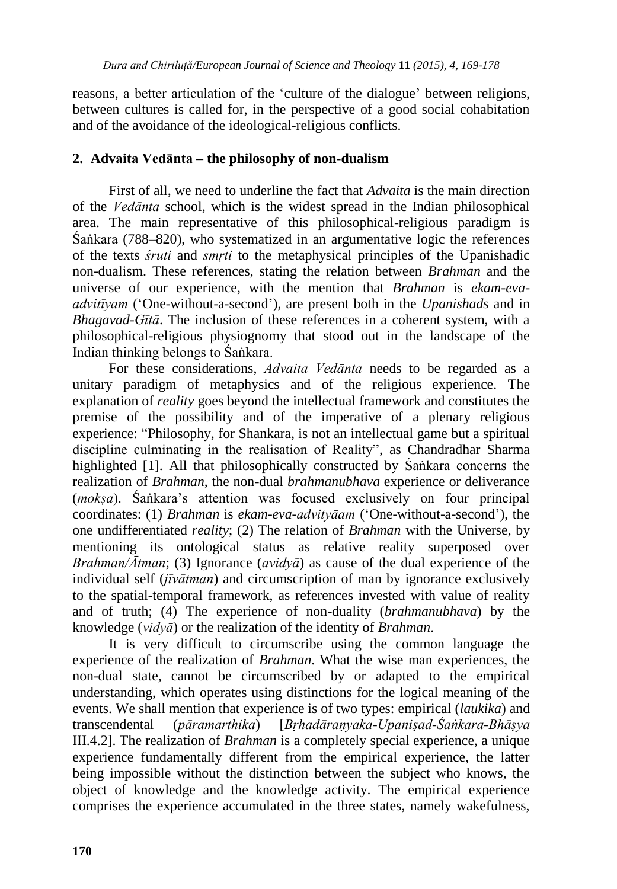reasons, a better articulation of the 'culture of the dialogue' between religions, between cultures is called for, in the perspective of a good social cohabitation and of the avoidance of the ideological-religious conflicts.

## 2. Advaita Vedānta – the philosophy of non-dualism

First of all, we need to underline the fact that *Advaita* is the main direction of the *Vedānta* school, which is the widest spread in the Indian philosophical area. The main representative of this philosophical-religious paradigm is Śaṅkara (788–820), who systematized in an argumentative logic the references of the texts *śruti* and *smṛti* to the metaphysical principles of the Upanishadic non-dualism. These references, stating the relation between *Brahman* and the universe of our experience, with the mention that *Brahman* is *ekam-eva-advitīyam* ('One-without-a-second'), are present both in the *Upanishads* and in *Bhagavad-Gītā*. The inclusion of these references in a coherent system, with a philosophical-religious physiognomy that stood out in the landscape of the Indian thinking belongs to Śaṅkara.

For these considerations, *Advaita Vedānta* needs to be regarded as a unitary paradigm of metaphysics and of the religious experience. The explanation of *reality* goes beyond the intellectual framework and constitutes the premise of the possibility and of the imperative of a plenary religious experience: "Philosophy, for Shankara, is not an intellectual game but a spiritual discipline culminating in the realisation of Reality", as Chandradhar Sharma highlighted [1]. All that philosophically constructed by Śaṅkara concerns the realization of *Brahman*, the non-dual *brahmanubhava* experience or deliverance (*mokṣa*). Śaṅkara's attention was focused exclusively on four principal coordinates: (1) *Brahman* is *ekam-eva-advityāam* ('One-without-a-second'), the one undifferentiated *reality*; (2) The relation of *Brahman* with the Universe, by mentioning its ontological status as relative reality superposed over *Brahman/Ātman*; (3) Ignorance (*avidyā*) as cause of the dual experience of the individual self (*jīvātman*) and circumscription of man by ignorance exclusively to the spatial-temporal framework, as references invested with value of reality and of truth; (4) The experience of non-duality (*brahmanubhava*) by the knowledge (*vidyā*) or the realization of the identity of *Brahman*.

It is very difficult to circumscribe using the common language the experience of the realization of *Brahman*. What the wise man experiences, the non-dual state, cannot be circumscribed by or adapted to the empirical understanding, which operates using distinctions for the logical meaning of the events. We shall mention that experience is of two types: empirical (*laukika*) and transcendental (*pāramarthika*) [*Bṛhadāraṇyaka-Upaniṣad-Śaṅkara-Bhāṣya* III.4.2]. The realization of *Brahman* is a completely special experience, a unique experience fundamentally different from the empirical experience, the latter being impossible without the distinction between the subject who knows, the object of knowledge and the knowledge activity. The empirical experience comprises the experience accumulated in the three states, namely wakefulness,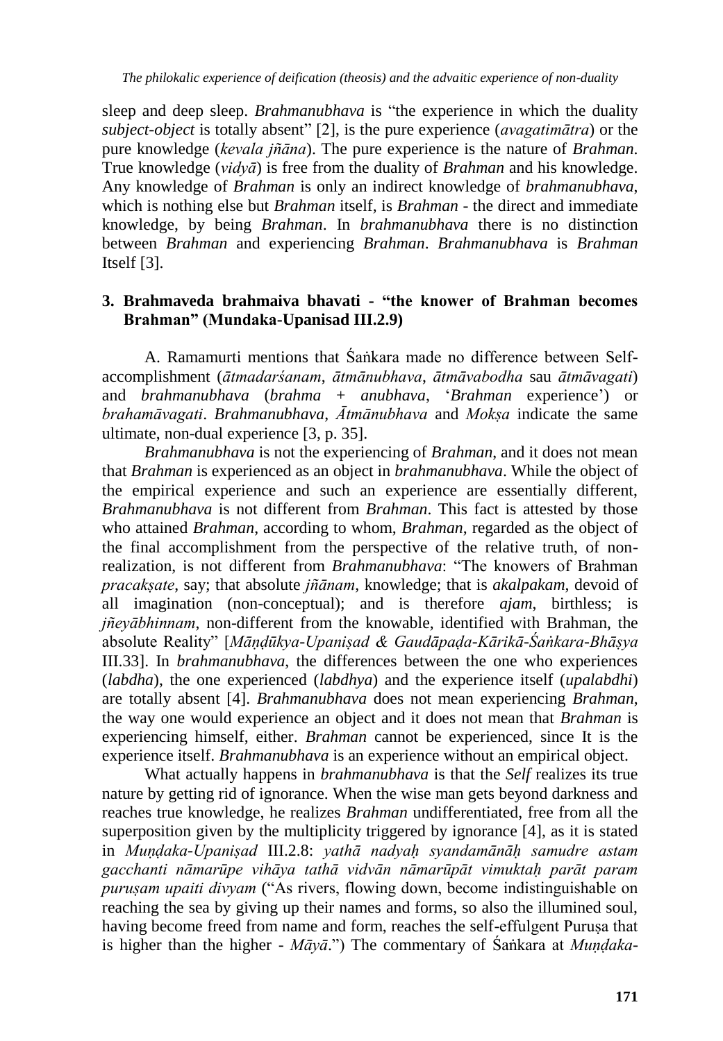sleep and deep sleep. *Brahmanubhava* is "the experience in which the duality *subject-object* is totally absent" [2], is the pure experience (*avagatimātra*) or the pure knowledge (*kevala jñāna*). The pure experience is the nature of *Brahman*. True knowledge (*vidyā*) is free from the duality of *Brahman* and his knowledge. Any knowledge of *Brahman* is only an indirect knowledge of *brahmanubhava*, which is nothing else but *Brahman* itself, is *Brahman* - the direct and immediate knowledge, by being *Brahman*. In *brahmanubhava* there is no distinction between *Brahman* and experiencing *Brahman*. *Brahmanubhava* is *Brahman* Itself [3].

## 3. Brahmaveda brahmaiva bhavati - "the knower of Brahman becomes Brahman" (Mundaka-Upanisad III.2.9)

A. Ramamurti mentions that Śaṅkara made no difference between Self-accomplishment (*ātmadarśanam*, *ātmānubhava*, *ātmāvabodha* sau *ātmāvagati*) and *brahmanubhava* (*brahma* + *anubhava*, '*Brahman* experience') or *brahamāvagati*. *Brahmanubhava*, *Ātmānubhava* and *Mokṣa* indicate the same ultimate, non-dual experience [3, p. 35].

*Brahmanubhava* is not the experiencing of *Brahman*, and it does not mean that *Brahman* is experienced as an object in *brahmanubhava*. While the object of the empirical experience and such an experience are essentially different, *Brahmanubhava* is not different from *Brahman*. This fact is attested by those who attained *Brahman*, according to whom, *Brahman*, regarded as the object of the final accomplishment from the perspective of the relative truth, of non-realization, is not different from *Brahmanubhava*: "The knowers of Brahman *pracakṣate*, say; that absolute *jñānam*, knowledge; that is *akalpakam*, devoid of all imagination (non-conceptual); and is therefore *ajam*, birthless; is *jñeyābhinnam*, non-different from the knowable, identified with Brahman, the absolute Reality" [*Māṇḍūkya-Upaniṣad & Gaudāpaḍa-Kārikā-Śaṅkara-Bhāṣya* III.33]. In *brahmanubhava*, the differences between the one who experiences (*labdha*), the one experienced (*labdhya*) and the experience itself (*upalabdhi*) are totally absent [4]. *Brahmanubhava* does not mean experiencing *Brahman*, the way one would experience an object and it does not mean that *Brahman* is experiencing himself, either. *Brahman* cannot be experienced, since It is the experience itself. *Brahmanubhava* is an experience without an empirical object.

What actually happens in *brahmanubhava* is that the *Self* realizes its true nature by getting rid of ignorance. When the wise man gets beyond darkness and reaches true knowledge, he realizes *Brahman* undifferentiated, free from all the superposition given by the multiplicity triggered by ignorance [4], as it is stated in *Muṇḍaka-Upaniṣad* III.2.8: *yathā nadyaḥ syandamānāḥ samudre astam gacchanti nāmarūpe vihāya tathā vidvān nāmarūpāt vimuktaḥ parāt param puruṣam upaiti divyam* ("As rivers, flowing down, become indistinguishable on reaching the sea by giving up their names and forms, so also the illumined soul, having become freed from name and form, reaches the self-effulgent Puruṣa that is higher than the higher - *Māyā*.") The commentary of Śaṅkara at *Muṇḍaka*-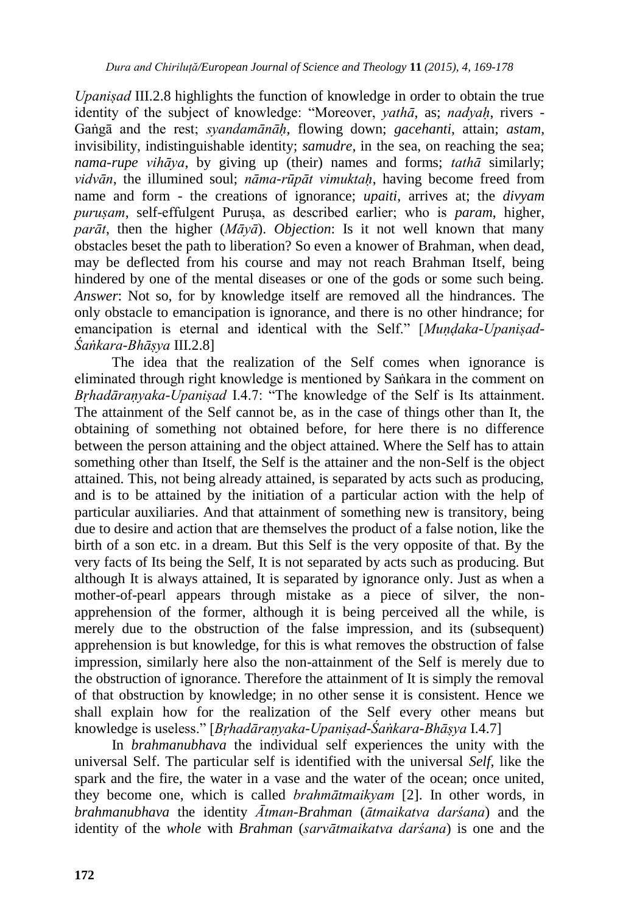*Upaniṣad* III.2.8 highlights the function of knowledge in order to obtain the true identity of the subject of knowledge: "Moreover, *yathā*, as; *nadyaḥ*, rivers - Gaṅgā and the rest; *syandamānāḥ*, flowing down; *gacehanti*, attain; *astam*, invisibility, indistinguishable identity; *samudre*, in the sea, on reaching the sea; *nama-rupe vihāya*, by giving up (their) names and forms; *tathā* similarly; *vidvān*, the illumined soul; *nāma-rūpāt vimuktaḥ*, having become freed from name and form - the creations of ignorance; *upaiti*, arrives at; the *divyam puruṣam*, self-effulgent Puruṣa, as described earlier; who is *param*, higher, *parāt*, then the higher (*Māyā*). *Objection*: Is it not well known that many obstacles beset the path to liberation? So even a knower of Brahman, when dead, may be deflected from his course and may not reach Brahman Itself, being hindered by one of the mental diseases or one of the gods or some such being. *Answer*: Not so, for by knowledge itself are removed all the hindrances. The only obstacle to emancipation is ignorance, and there is no other hindrance; for emancipation is eternal and identical with the Self." [*Muṇḍaka-Upaniṣad-Śaṅkara-Bhāṣya* III.2.8]

The idea that the realization of the Self comes when ignorance is eliminated through right knowledge is mentioned by Saṅkara in the comment on *Bṛhadāraṇyaka-Upaniṣad* I.4.7: "The knowledge of the Self is Its attainment. The attainment of the Self cannot be, as in the case of things other than It, the obtaining of something not obtained before, for here there is no difference between the person attaining and the object attained. Where the Self has to attain something other than Itself, the Self is the attainer and the non-Self is the object attained. This, not being already attained, is separated by acts such as producing, and is to be attained by the initiation of a particular action with the help of particular auxiliaries. And that attainment of something new is transitory, being due to desire and action that are themselves the product of a false notion, like the birth of a son etc. in a dream. But this Self is the very opposite of that. By the very facts of Its being the Self, It is not separated by acts such as producing. But although It is always attained, It is separated by ignorance only. Just as when a mother-of-pearl appears through mistake as a piece of silver, the non-apprehension of the former, although it is being perceived all the while, is merely due to the obstruction of the false impression, and its (subsequent) apprehension is but knowledge, for this is what removes the obstruction of false impression, similarly here also the non-attainment of the Self is merely due to the obstruction of ignorance. Therefore the attainment of It is simply the removal of that obstruction by knowledge; in no other sense it is consistent. Hence we shall explain how for the realization of the Self every other means but knowledge is useless." [*Bṛhadāraṇyaka-Upaniṣad-Śaṅkara-Bhāṣya* I.4.7]

In *brahmanubhava* the individual self experiences the unity with the universal Self. The particular self is identified with the universal *Self*, like the spark and the fire, the water in a vase and the water of the ocean; once united, they become one, which is called *brahmātmaikyam* [2]. In other words, in *brahmanubhava* the identity *Ātman-Brahman* (*ātmaikatva darśana*) and the identity of the *whole* with *Brahman* (*sarvātmaikatva darśana*) is one and the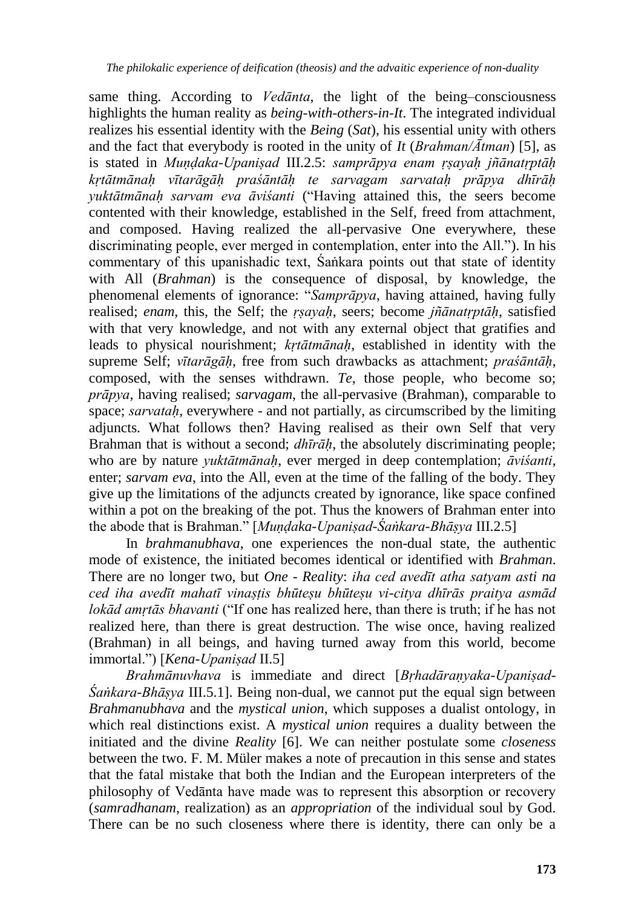same thing. According to *Vedānta*, the light of the being–consciousness highlights the human reality as *being-with-others-in-It*. The integrated individual realizes his essential identity with the *Being* (*Sat*), his essential unity with others and the fact that everybody is rooted in the unity of *It* (*Brahman/Ātman*) [5], as is stated in *Muṇḍaka-Upaniṣad* III.2.5: *samprāpya enam ṛṣayaḥ jñānatṛptāḥ kṛtātmānaḥ vītarāgāḥ praśāntāḥ te sarvagam sarvataḥ prāpya dhīrāḥ yuktātmānaḥ sarvam eva āviśanti* ("Having attained this, the seers become contented with their knowledge, established in the Self, freed from attachment, and composed. Having realized the all-pervasive One everywhere, these discriminating people, ever merged in contemplation, enter into the All."). In his commentary of this upanishadic text, Śaṅkara points out that state of identity with All (*Brahman*) is the consequence of disposal, by knowledge, the phenomenal elements of ignorance: "*Samprāpya*, having attained, having fully realised; *enam*, this, the Self; the *ṛṣayaḥ*, seers; become *jñānatṛptāḥ*, satisfied with that very knowledge, and not with any external object that gratifies and leads to physical nourishment; *kṛtātmānaḥ*, established in identity with the supreme Self; *vītarāgāḥ*, free from such drawbacks as attachment; *praśāntāḥ*, composed, with the senses withdrawn. *Te*, those people, who become so; *prāpya*, having realised; *sarvagam*, the all-pervasive (Brahman), comparable to space; *sarvataḥ*, everywhere - and not partially, as circumscribed by the limiting adjuncts. What follows then? Having realised as their own Self that very Brahman that is without a second; *dhīrāḥ*, the absolutely discriminating people; who are by nature *yuktātmānaḥ*, ever merged in deep contemplation; *āviśanti*, enter; *sarvam eva*, into the All, even at the time of the falling of the body. They give up the limitations of the adjuncts created by ignorance, like space confined within a pot on the breaking of the pot. Thus the knowers of Brahman enter into the abode that is Brahman." [*Muṇḍaka-Upaniṣad-Śaṅkara-Bhāṣya* III.2.5]

In *brahmanubhava*, one experiences the non-dual state, the authentic mode of existence, the initiated becomes identical or identified with *Brahman*. There are no longer two, but *One - Reality*: *iha ced avedīt atha satyam asti na ced iha avedīt mahatī vinaṣṭis bhūteṣu bhūteṣu vi-citya dhīrās praitya asmād lokād amṛtās bhavanti* ("If one has realized here, than there is truth; if he has not realized here, than there is great destruction. The wise once, having realized (Brahman) in all beings, and having turned away from this world, become immortal.") [*Kena-Upaniṣad* II.5]

*Brahmānuvhava* is immediate and direct [*Bṛhadāraṇyaka-Upaniṣad-Śaṅkara-Bhāṣya* III.5.1]. Being non-dual, we cannot put the equal sign between *Brahmanubhava* and the *mystical union*, which supposes a dualist ontology, in which real distinctions exist. A *mystical union* requires a duality between the initiated and the divine *Reality* [6]. We can neither postulate some *closeness* between the two. F. M. Müler makes a note of precaution in this sense and states that the fatal mistake that both the Indian and the European interpreters of the philosophy of Vedānta have made was to represent this absorption or recovery (*samradhanam*, realization) as an *appropriation* of the individual soul by God. There can be no such closeness where there is identity, there can only be a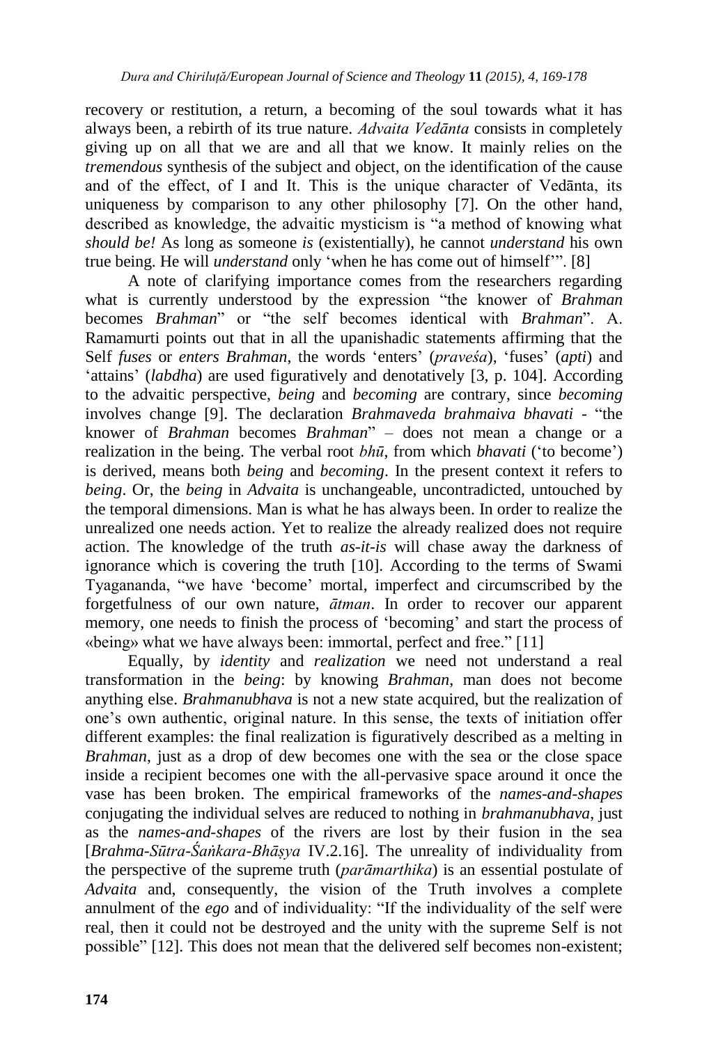recovery or restitution, a return, a becoming of the soul towards what it has always been, a rebirth of its true nature. *Advaita Vedānta* consists in completely giving up on all that we are and all that we know. It mainly relies on the *tremendous* synthesis of the subject and object, on the identification of the cause and of the effect, of I and It. This is the unique character of Vedānta, its uniqueness by comparison to any other philosophy [7]. On the other hand, described as knowledge, the advaitic mysticism is "a method of knowing what *should be!* As long as someone *is* (existentially), he cannot *understand* his own true being. He will *understand* only 'when he has come out of himself'". [8]

A note of clarifying importance comes from the researchers regarding what is currently understood by the expression "the knower of *Brahman* becomes *Brahman*" or "the self becomes identical with *Brahman*". A. Ramamurti points out that in all the upanishadic statements affirming that the Self *fuses* or *enters Brahman*, the words 'enters' (*praveśa*), 'fuses' (*apti*) and 'attains' (*labdha*) are used figuratively and denotatively [3, p. 104]. According to the advaitic perspective, *being* and *becoming* are contrary, since *becoming* involves change [9]. The declaration *Brahmaveda brahmaiva bhavati* - "the knower of *Brahman* becomes *Brahman*" – does not mean a change or a realization in the being. The verbal root *bhū*, from which *bhavati* ('to become') is derived, means both *being* and *becoming*. In the present context it refers to *being*. Or, the *being* in *Advaita* is unchangeable, uncontradicted, untouched by the temporal dimensions. Man is what he has always been. In order to realize the unrealized one needs action. Yet to realize the already realized does not require action. The knowledge of the truth *as-it-is* will chase away the darkness of ignorance which is covering the truth [10]. According to the terms of Swami Tyagananda, "we have 'become' mortal, imperfect and circumscribed by the forgetfulness of our own nature, *ātman*. In order to recover our apparent memory, one needs to finish the process of 'becoming' and start the process of «being» what we have always been: immortal, perfect and free." [11]

Equally, by *identity* and *realization* we need not understand a real transformation in the *being*: by knowing *Brahman*, man does not become anything else. *Brahmanubhava* is not a new state acquired, but the realization of one's own authentic, original nature. In this sense, the texts of initiation offer different examples: the final realization is figuratively described as a melting in *Brahman*, just as a drop of dew becomes one with the sea or the close space inside a recipient becomes one with the all-pervasive space around it once the vase has been broken. The empirical frameworks of the *names-and-shapes* conjugating the individual selves are reduced to nothing in *brahmanubhava*, just as the *names-and-shapes* of the rivers are lost by their fusion in the sea [*Brahma-Sūtra-Śaṅkara-Bhāṣya* IV.2.16]. The unreality of individuality from the perspective of the supreme truth (*parāmarthika*) is an essential postulate of *Advaita* and, consequently, the vision of the Truth involves a complete annulment of the *ego* and of individuality: "If the individuality of the self were real, then it could not be destroyed and the unity with the supreme Self is not possible" [12]. This does not mean that the delivered self becomes non-existent;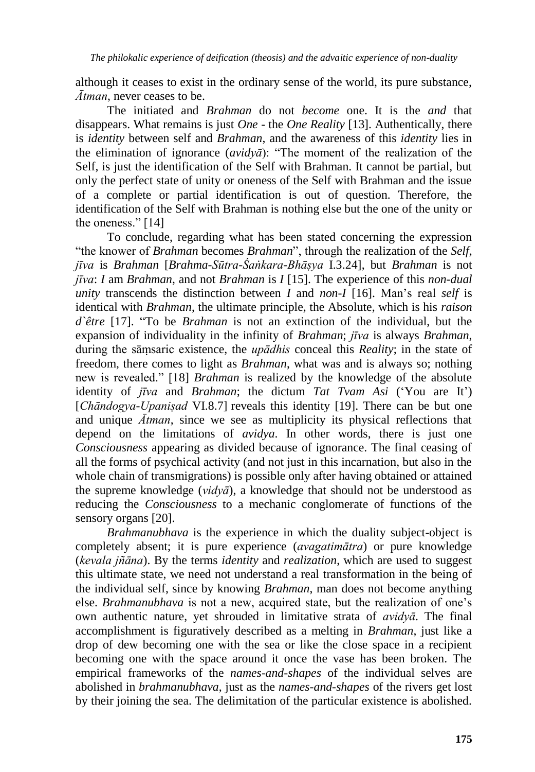although it ceases to exist in the ordinary sense of the world, its pure substance, *Ātman*, never ceases to be.

The initiated and *Brahman* do not *become* one. It is the *and* that disappears. What remains is just *One* - the *One Reality* [13]. Authentically, there is *identity* between self and *Brahman*, and the awareness of this *identity* lies in the elimination of ignorance (*avidyā*): "The moment of the realization of the Self, is just the identification of the Self with Brahman. It cannot be partial, but only the perfect state of unity or oneness of the Self with Brahman and the issue of a complete or partial identification is out of question. Therefore, the identification of the Self with Brahman is nothing else but the one of the unity or the oneness." [14]

To conclude, regarding what has been stated concerning the expression "the knower of *Brahman* becomes *Brahman*", through the realization of the *Self*, *jīva* is *Brahman* [*Brahma-Sūtra-Śaṅkara-Bhāṣya* I.3.24], but *Brahman* is not *jīva*: *I* am *Brahman*, and not *Brahman* is *I* [15]. The experience of this *non-dual unity* transcends the distinction between *I* and *non-I* [16]. Man's real *self* is identical with *Brahman*, the ultimate principle, the Absolute, which is his *raison d`être* [17]. "To be *Brahman* is not an extinction of the individual, but the expansion of individuality in the infinity of *Brahman*; *jīva* is always *Brahman*, during the sāṃsaric existence, the *upādhis* conceal this *Reality*; in the state of freedom, there comes to light as *Brahman*, what was and is always so; nothing new is revealed." [18] *Brahman* is realized by the knowledge of the absolute identity of *jīva* and *Brahman*; the dictum *Tat Tvam Asi* ('You are It') [*Chāndogya-Upaniṣad* VI.8.7] reveals this identity [19]. There can be but one and unique *Ātman*, since we see as multiplicity its physical reflections that depend on the limitations of *avidya*. In other words, there is just one *Consciousness* appearing as divided because of ignorance. The final ceasing of all the forms of psychical activity (and not just in this incarnation, but also in the whole chain of transmigrations) is possible only after having obtained or attained the supreme knowledge (*vidyā*), a knowledge that should not be understood as reducing the *Consciousness* to a mechanic conglomerate of functions of the sensory organs [20].

*Brahmanubhava* is the experience in which the duality subject-object is completely absent; it is pure experience (*avagatimātra*) or pure knowledge (*kevala jñāna*). By the terms *identity* and *realization*, which are used to suggest this ultimate state, we need not understand a real transformation in the being of the individual self, since by knowing *Brahman*, man does not become anything else. *Brahmanubhava* is not a new, acquired state, but the realization of one's own authentic nature, yet shrouded in limitative strata of *avidyā*. The final accomplishment is figuratively described as a melting in *Brahman*, just like a drop of dew becoming one with the sea or like the close space in a recipient becoming one with the space around it once the vase has been broken. The empirical frameworks of the *names-and-shapes* of the individual selves are abolished in *brahmanubhava*, just as the *names-and-shapes* of the rivers get lost by their joining the sea. The delimitation of the particular existence is abolished.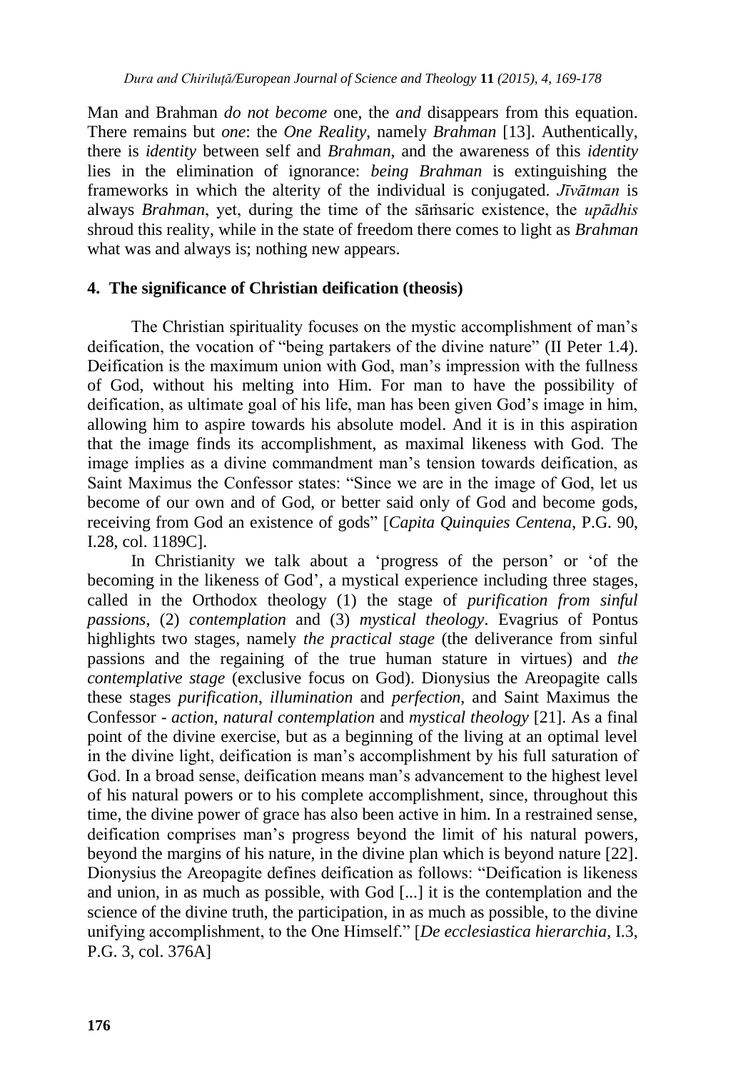Man and Brahman *do not become* one, the *and* disappears from this equation. There remains but *one*: the *One Reality*, namely *Brahman* [13]. Authentically, there is *identity* between self and *Brahman*, and the awareness of this *identity* lies in the elimination of ignorance: *being Brahman* is extinguishing the frameworks in which the alterity of the individual is conjugated. *Jīvātman* is always *Brahman*, yet, during the time of the sāṁsaric existence, the *upādhis* shroud this reality, while in the state of freedom there comes to light as *Brahman* what was and always is; nothing new appears.

## 4. The significance of Christian deification (theosis)

The Christian spirituality focuses on the mystic accomplishment of man's deification, the vocation of "being partakers of the divine nature" (II Peter 1.4). Deification is the maximum union with God, man's impression with the fullness of God, without his melting into Him. For man to have the possibility of deification, as ultimate goal of his life, man has been given God's image in him, allowing him to aspire towards his absolute model. And it is in this aspiration that the image finds its accomplishment, as maximal likeness with God. The image implies as a divine commandment man's tension towards deification, as Saint Maximus the Confessor states: "Since we are in the image of God, let us become of our own and of God, or better said only of God and become gods, receiving from God an existence of gods" [*Capita Quinquies Centena*, P.G. 90, I.28, col. 1189C].

In Christianity we talk about a 'progress of the person' or 'of the becoming in the likeness of God', a mystical experience including three stages, called in the Orthodox theology (1) the stage of *purification from sinful passions*, (2) *contemplation* and (3) *mystical theology*. Evagrius of Pontus highlights two stages, namely *the practical stage* (the deliverance from sinful passions and the regaining of the true human stature in virtues) and *the contemplative stage* (exclusive focus on God). Dionysius the Areopagite calls these stages *purification*, *illumination* and *perfection*, and Saint Maximus the Confessor - *action*, *natural contemplation* and *mystical theology* [21]. As a final point of the divine exercise, but as a beginning of the living at an optimal level in the divine light, deification is man's accomplishment by his full saturation of God. In a broad sense, deification means man's advancement to the highest level of his natural powers or to his complete accomplishment, since, throughout this time, the divine power of grace has also been active in him. In a restrained sense, deification comprises man's progress beyond the limit of his natural powers, beyond the margins of his nature, in the divine plan which is beyond nature [22]. Dionysius the Areopagite defines deification as follows: "Deification is likeness and union, in as much as possible, with God [...] it is the contemplation and the science of the divine truth, the participation, in as much as possible, to the divine unifying accomplishment, to the One Himself." [*De ecclesiastica hierarchia*, I.3, P.G. 3, col. 376A]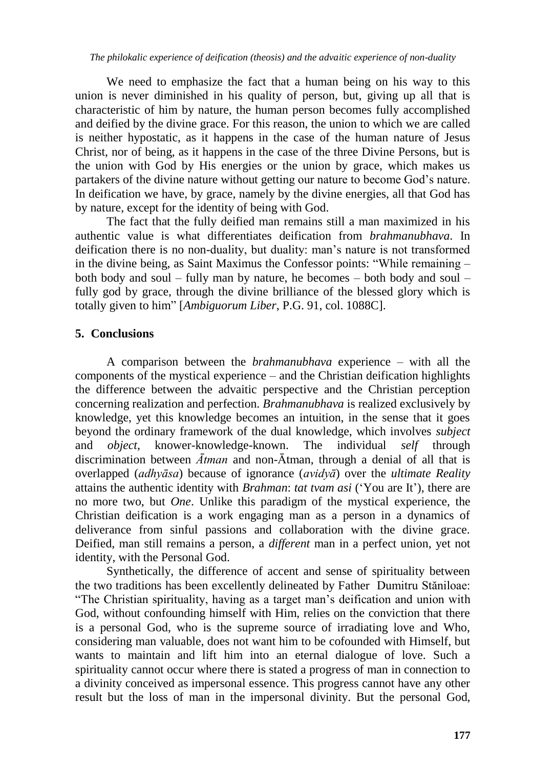We need to emphasize the fact that a human being on his way to this union is never diminished in his quality of person, but, giving up all that is characteristic of him by nature, the human person becomes fully accomplished and deified by the divine grace. For this reason, the union to which we are called is neither hypostatic, as it happens in the case of the human nature of Jesus Christ, nor of being, as it happens in the case of the three Divine Persons, but is the union with God by His energies or the union by grace, which makes us partakers of the divine nature without getting our nature to become God's nature. In deification we have, by grace, namely by the divine energies, all that God has by nature, except for the identity of being with God.

The fact that the fully deified man remains still a man maximized in his authentic value is what differentiates deification from *brahmanubhava*. In deification there is no non-duality, but duality: man's nature is not transformed in the divine being, as Saint Maximus the Confessor points: "While remaining – both body and soul – fully man by nature, he becomes – both body and soul – fully god by grace, through the divine brilliance of the blessed glory which is totally given to him" [*Ambiguorum Liber*, P.G. 91, col. 1088C].

## 5. Conclusions

A comparison between the *brahmanubhava* experience – with all the components of the mystical experience – and the Christian deification highlights the difference between the advaitic perspective and the Christian perception concerning realization and perfection. *Brahmanubhava* is realized exclusively by knowledge, yet this knowledge becomes an intuition, in the sense that it goes beyond the ordinary framework of the dual knowledge, which involves *subject* and *object*, knower-knowledge-known. The individual *self* through discrimination between *Ātman* and non-Ātman, through a denial of all that is overlapped (*adhyāsa*) because of ignorance (*avidyā*) over the *ultimate Reality* attains the authentic identity with *Brahman*: *tat tvam asi* ('You are It'), there are no more two, but *One*. Unlike this paradigm of the mystical experience, the Christian deification is a work engaging man as a person in a dynamics of deliverance from sinful passions and collaboration with the divine grace. Deified, man still remains a person, a *different* man in a perfect union, yet not identity, with the Personal God.

Synthetically, the difference of accent and sense of spirituality between the two traditions has been excellently delineated by Father Dumitru Stăniloae: "The Christian spirituality, having as a target man's deification and union with God, without confounding himself with Him, relies on the conviction that there is a personal God, who is the supreme source of irradiating love and Who, considering man valuable, does not want him to be cofounded with Himself, but wants to maintain and lift him into an eternal dialogue of love. Such a spirituality cannot occur where there is stated a progress of man in connection to a divinity conceived as impersonal essence. This progress cannot have any other result but the loss of man in the impersonal divinity. But the personal God,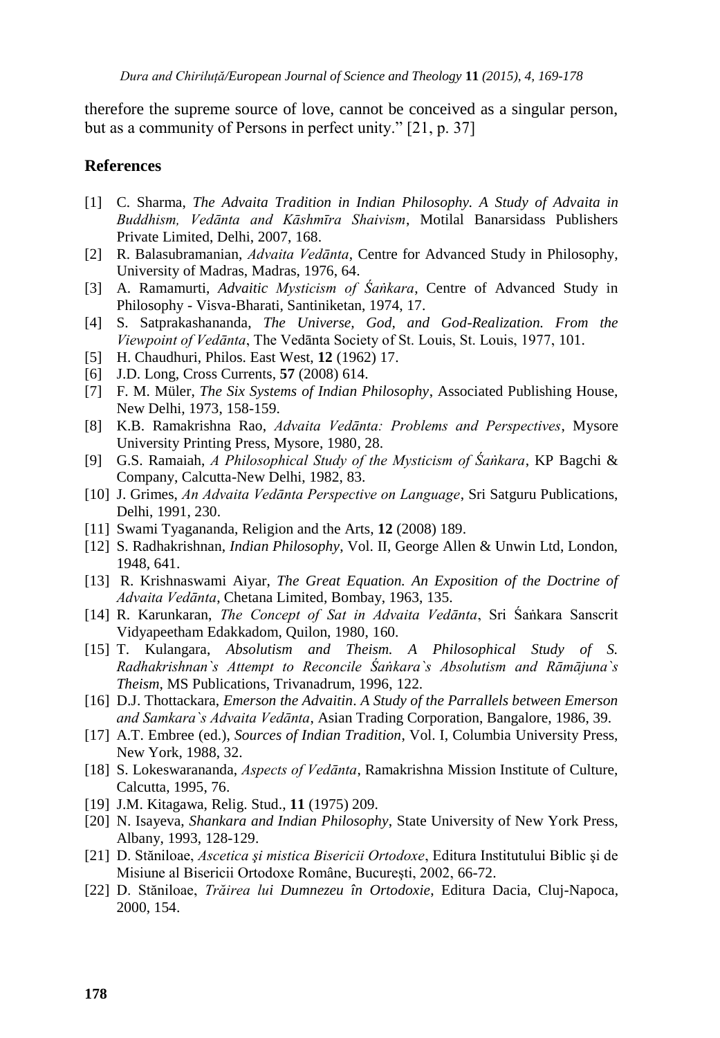therefore the supreme source of love, cannot be conceived as a singular person, but as a community of Persons in perfect unity.” [21, p. 37]

## References

[1] C. Sharma, *The Advaita Tradition in Indian Philosophy. A Study of Advaita in Buddhism, Vedānta and Kāshmīra Shaivism*, Motilal Banarsidass Publishers Private Limited, Delhi, 2007, 168.

[2] R. Balasubramanian, *Advaita Vedānta*, Centre for Advanced Study in Philosophy, University of Madras, Madras, 1976, 64.

[3] A. Ramamurti, *Advaitic Mysticism of Śaṅkara*, Centre of Advanced Study in Philosophy - Visva-Bharati, Santiniketan, 1974, 17.

[4] S. Satprakashananda, *The Universe, God, and God-Realization. From the Viewpoint of Vedānta*, The Vedānta Society of St. Louis, St. Louis, 1977, 101.

[5] H. Chaudhuri, Philos. East West, **12** (1962) 17.

[6] J.D. Long, Cross Currents, **57** (2008) 614.

[7] F. M. Müler, *The Six Systems of Indian Philosophy*, Associated Publishing House, New Delhi, 1973, 158-159.

[8] K.B. Ramakrishna Rao, *Advaita Vedānta: Problems and Perspectives*, Mysore University Printing Press, Mysore, 1980, 28.

[9] G.S. Ramaiah, *A Philosophical Study of the Mysticism of Śaṅkara*, KP Bagchi & Company, Calcutta-New Delhi, 1982, 83.

[10] J. Grimes, *An Advaita Vedānta Perspective on Language*, Sri Satguru Publications, Delhi, 1991, 230.

[11] Swami Tyagananda, Religion and the Arts, **12** (2008) 189.

[12] S. Radhakrishnan, *Indian Philosophy*, Vol. II, George Allen & Unwin Ltd, London, 1948, 641.

[13] R. Krishnaswami Aiyar, *The Great Equation. An Exposition of the Doctrine of Advaita Vedānta*, Chetana Limited, Bombay, 1963, 135.

[14] R. Karunkaran, *The Concept of Sat in Advaita Vedānta*, Sri Śaṅkara Sanscrit Vidyapeetham Edakkadom, Quilon, 1980, 160.

[15] T. Kulangara, *Absolutism and Theism. A Philosophical Study of S. Radhakrishnan`s Attempt to Reconcile Śaṅkara`s Absolutism and Rāmājuna`s Theism*, MS Publications, Trivanadrum, 1996, 122.

[16] D.J. Thottackara, *Emerson the Advaitin*. *A Study of the Parrallels between Emerson and Samkara`s Advaita Vedānta*, Asian Trading Corporation, Bangalore, 1986, 39.

[17] A.T. Embree (ed.), *Sources of Indian Tradition*, Vol. I, Columbia University Press, New York, 1988, 32.

[18] S. Lokeswarananda, *Aspects of Vedānta*, Ramakrishna Mission Institute of Culture, Calcutta, 1995, 76.

[19] J.M. Kitagawa, Relig. Stud., **11** (1975) 209.

[20] N. Isayeva, *Shankara and Indian Philosophy*, State University of New York Press, Albany, 1993, 128-129.

[21] D. Stăniloae, *Ascetica şi mistica Bisericii Ortodoxe*, Editura Institutului Biblic şi de Misiune al Bisericii Ortodoxe Române, Bucureşti, 2002, 66-72.

[22] D. Stăniloae, *Trăirea lui Dumnezeu în Ortodoxie*, Editura Dacia, Cluj-Napoca, 2000, 154.